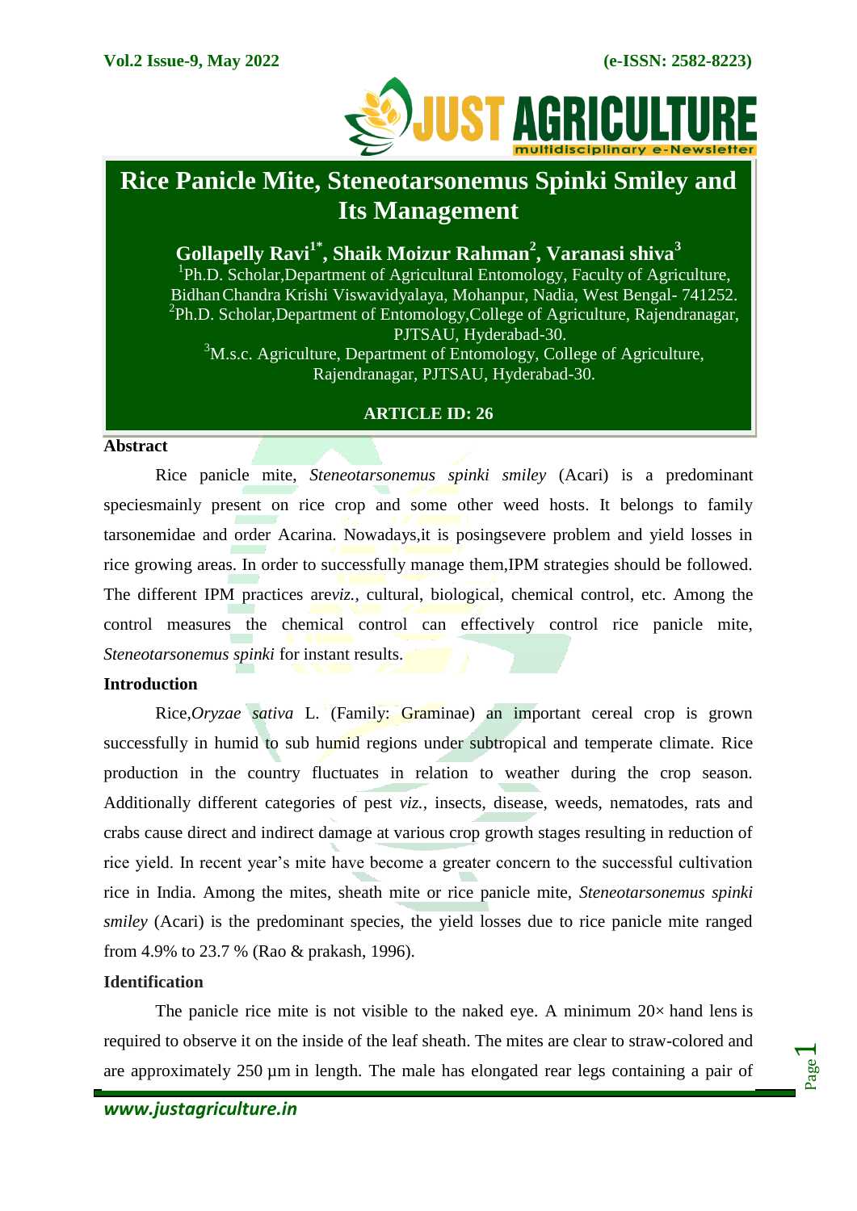# Rice Panicle Mite, Steneotarsonemus Spinki Smiley and Its Management

**Gollapelly Ravi[1*], Shaik Moizur Rahman[2], Varanasi shiva[3]**

[1]Ph.D. Scholar,Department of Agricultural Entomology, Faculty of Agriculture, Bidhan Chandra Krishi Viswavidyalaya, Mohanpur, Nadia, West Bengal- 741252.
[2]Ph.D. Scholar,Department of Entomology,College of Agriculture, Rajendranagar, PJTSAU, Hyderabad-30.
[3]M.s.c. Agriculture, Department of Entomology, College of Agriculture, Rajendranagar, PJTSAU, Hyderabad-30.

**ARTICLE ID: 26**

## Abstract

Rice panicle mite, *Steneotarsonemus spinki smiley* (Acari) is a predominant speciesmainly present on rice crop and some other weed hosts. It belongs to family tarsonemidae and order Acarina. Nowadays,it is posingsevere problem and yield losses in rice growing areas. In order to successfully manage them,IPM strategies should be followed. The different IPM practices are*viz.*, cultural, biological, chemical control, etc. Among the control measures the chemical control can effectively control rice panicle mite, *Steneotarsonemus spinki* for instant results.

## Introduction

Rice,*Oryzae sativa* L. (Family: Graminae) an important cereal crop is grown successfully in humid to sub humid regions under subtropical and temperate climate. Rice production in the country fluctuates in relation to weather during the crop season. Additionally different categories of pest *viz.*, insects, disease, weeds, nematodes, rats and crabs cause direct and indirect damage at various crop growth stages resulting in reduction of rice yield. In recent year's mite have become a greater concern to the successful cultivation rice in India. Among the mites, sheath mite or rice panicle mite, *Steneotarsonemus spinki smiley* (Acari) is the predominant species, the yield losses due to rice panicle mite ranged from 4.9% to 23.7 % (Rao & prakash, 1996).

## Identification

The panicle rice mite is not visible to the naked eye. A minimum 20× hand lens is required to observe it on the inside of the leaf sheath. The mites are clear to straw-colored and are approximately 250 µm in length. The male has elongated rear legs containing a pair of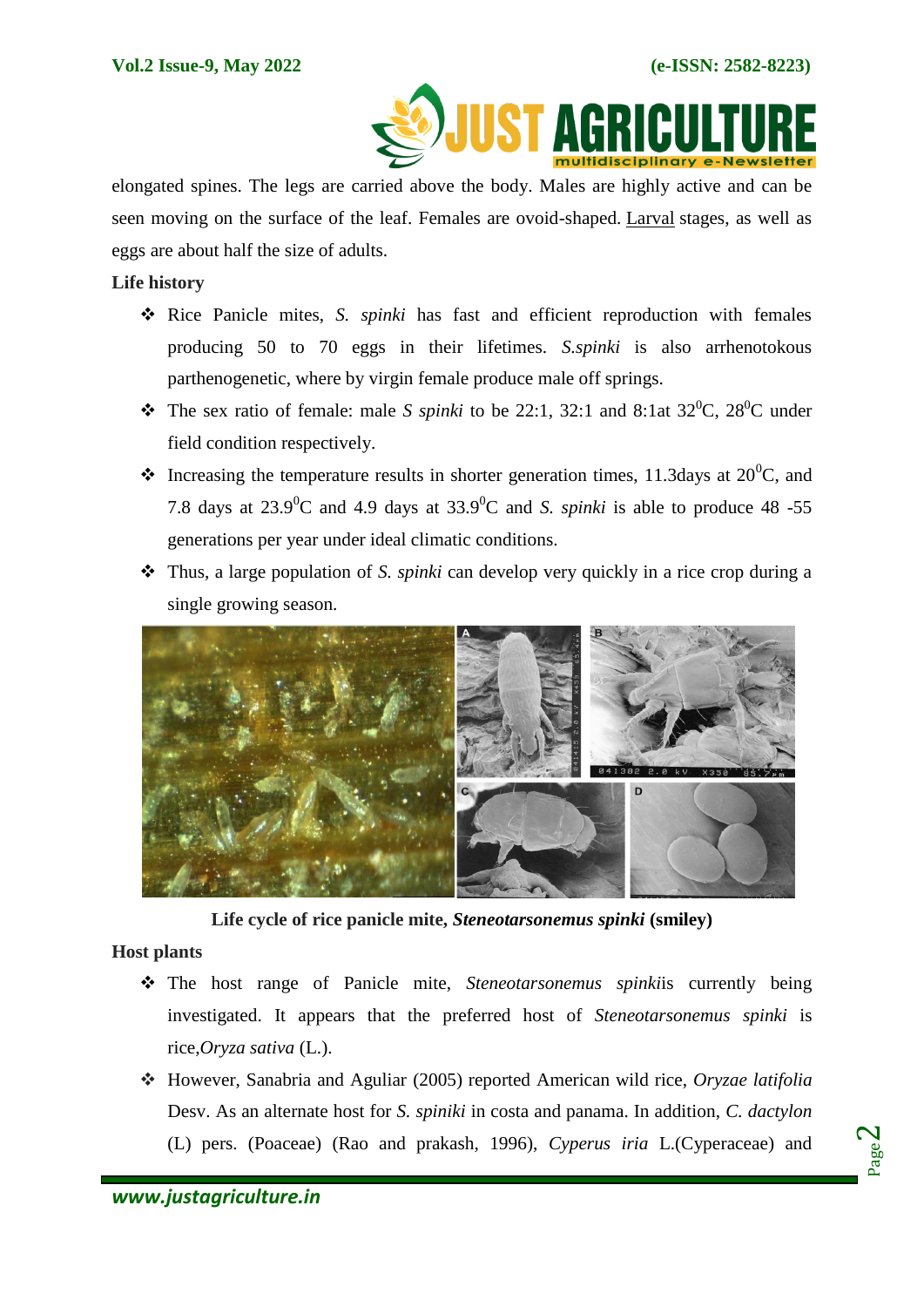elongated spines. The legs are carried above the body. Males are highly active and can be seen moving on the surface of the leaf. Females are ovoid-shaped. Larval stages, as well as eggs are about half the size of adults.

**Life history**

- Rice Panicle mites, *S. spinki* has fast and efficient reproduction with females producing 50 to 70 eggs in their lifetimes. *S.spinki* is also arrhenotokous parthenogenetic, where by virgin female produce male off springs.
- The sex ratio of female: male *S spinki* to be 22:1, 32:1 and 8:1at 32$^0$C, 28$^0$C under field condition respectively.
- Increasing the temperature results in shorter generation times, 11.3days at 20$^0$C, and 7.8 days at 23.9$^0$C and 4.9 days at 33.9$^0$C and *S. spinki* is able to produce 48 -55 generations per year under ideal climatic conditions.
- Thus, a large population of *S. spinki* can develop very quickly in a rice crop during a single growing season.

**Life cycle of rice panicle mite, *Steneotarsonemus spinki* (smiley)**

**Host plants**

- The host range of Panicle mite, *Steneotarsonemus spinki*is currently being investigated. It appears that the preferred host of *Steneotarsonemus spinki* is rice,*Oryza sativa* (L.).
- However, Sanabria and Aguliar (2005) reported American wild rice, *Oryzae latifolia* Desv. As an alternate host for *S. spiniki* in costa and panama. In addition, *C. dactylon* (L) pers. (Poaceae) (Rao and prakash, 1996), *Cyperus iria* L.(Cyperaceae) and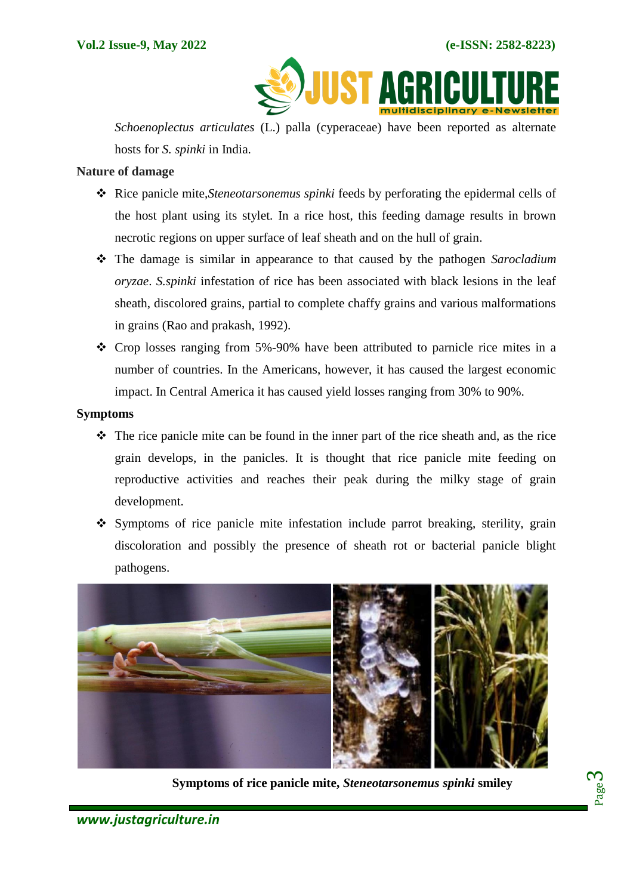*Schoenoplectus articulates* (L.) palla (cyperaceae) have been reported as alternate hosts for *S. spinki* in India.

**Nature of damage**

- Rice panicle mite,*Steneotarsonemus spinki* feeds by perforating the epidermal cells of the host plant using its stylet. In a rice host, this feeding damage results in brown necrotic regions on upper surface of leaf sheath and on the hull of grain.
- The damage is similar in appearance to that caused by the pathogen *Sarocladium oryzae*. *S.spinki* infestation of rice has been associated with black lesions in the leaf sheath, discolored grains, partial to complete chaffy grains and various malformations in grains (Rao and prakash, 1992).
- Crop losses ranging from 5%-90% have been attributed to parnicle rice mites in a number of countries. In the Americans, however, it has caused the largest economic impact. In Central America it has caused yield losses ranging from 30% to 90%.

**Symptoms**

- The rice panicle mite can be found in the inner part of the rice sheath and, as the rice grain develops, in the panicles. It is thought that rice panicle mite feeding on reproductive activities and reaches their peak during the milky stage of grain development.
- Symptoms of rice panicle mite infestation include parrot breaking, sterility, grain discoloration and possibly the presence of sheath rot or bacterial panicle blight pathogens.

**Symptoms of rice panicle mite, *Steneotarsonemus spinki* smiley**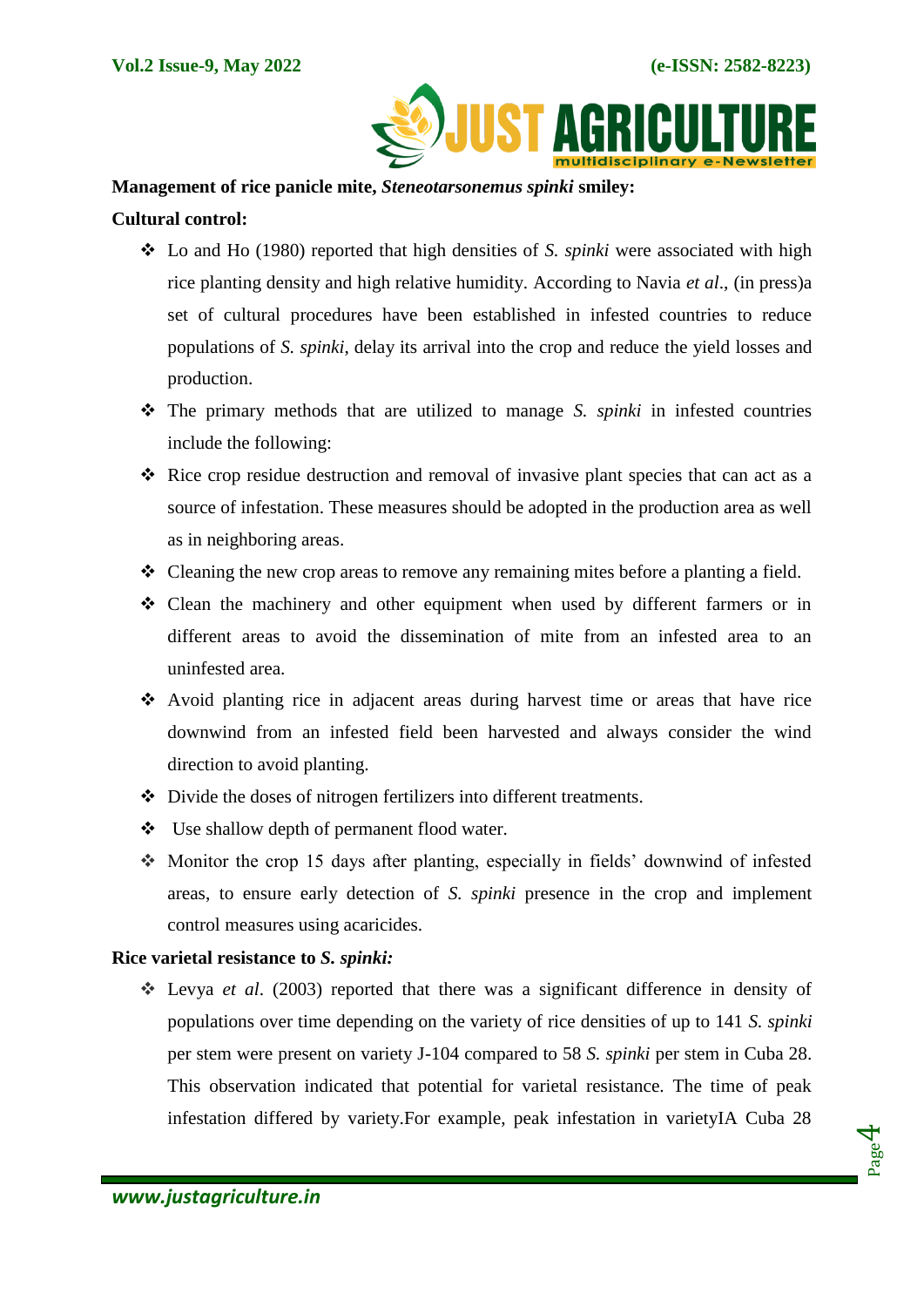**Management of rice panicle mite, *Steneotarsonemus spinki* smiley:**

**Cultural control:**

- Lo and Ho (1980) reported that high densities of *S. spinki* were associated with high rice planting density and high relative humidity. According to Navia *et al*., (in press)a set of cultural procedures have been established in infested countries to reduce populations of *S. spinki*, delay its arrival into the crop and reduce the yield losses and production.
- The primary methods that are utilized to manage *S. spinki* in infested countries include the following:
- Rice crop residue destruction and removal of invasive plant species that can act as a source of infestation. These measures should be adopted in the production area as well as in neighboring areas.
- Cleaning the new crop areas to remove any remaining mites before a planting a field.
- Clean the machinery and other equipment when used by different farmers or in different areas to avoid the dissemination of mite from an infested area to an uninfested area.
- Avoid planting rice in adjacent areas during harvest time or areas that have rice downwind from an infested field been harvested and always consider the wind direction to avoid planting.
- Divide the doses of nitrogen fertilizers into different treatments.
- Use shallow depth of permanent flood water.
- Monitor the crop 15 days after planting, especially in fields' downwind of infested areas, to ensure early detection of *S. spinki* presence in the crop and implement control measures using acaricides.

**Rice varietal resistance to *S. spinki:***

- Levya *et al*. (2003) reported that there was a significant difference in density of populations over time depending on the variety of rice densities of up to 141 *S. spinki* per stem were present on variety J-104 compared to 58 *S. spinki* per stem in Cuba 28. This observation indicated that potential for varietal resistance. The time of peak infestation differed by variety.For example, peak infestation in varietyIA Cuba 28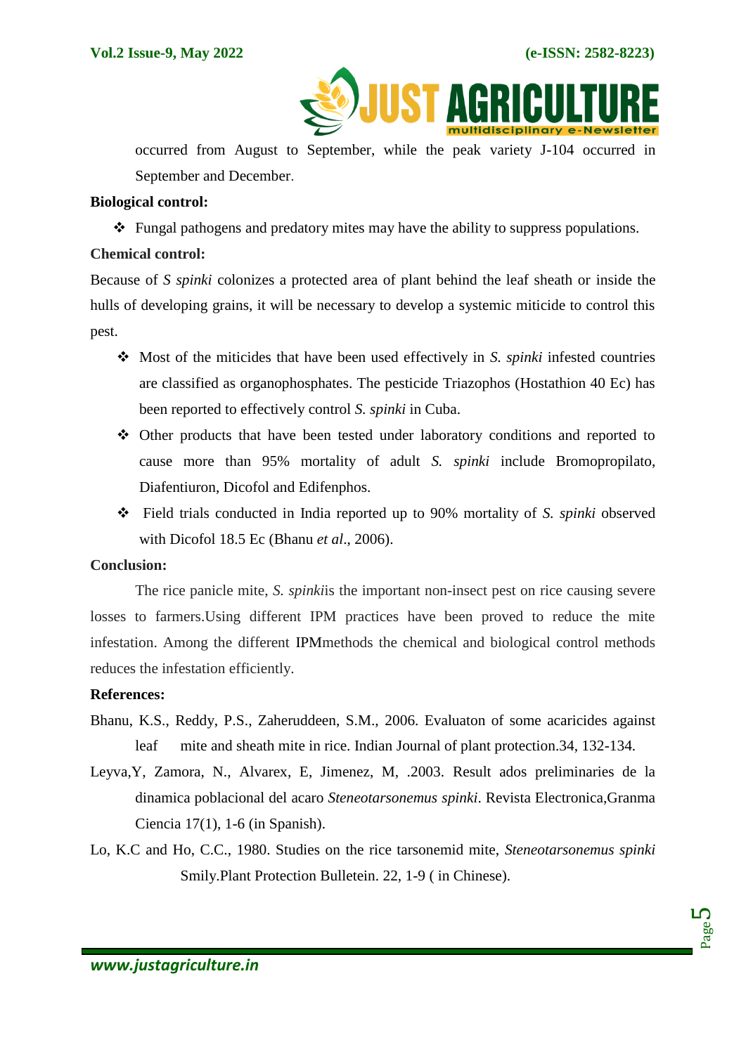occurred from August to September, while the peak variety J-104 occurred in September and December.

**Biological control:**

- Fungal pathogens and predatory mites may have the ability to suppress populations.

**Chemical control:**

Because of *S spinki* colonizes a protected area of plant behind the leaf sheath or inside the hulls of developing grains, it will be necessary to develop a systemic miticide to control this pest.

- Most of the miticides that have been used effectively in *S. spinki* infested countries are classified as organophosphates. The pesticide Triazophos (Hostathion 40 Ec) has been reported to effectively control *S. spinki* in Cuba.
- Other products that have been tested under laboratory conditions and reported to cause more than 95% mortality of adult *S. spinki* include Bromopropilato, Diafentiuron, Dicofol and Edifenphos.
- Field trials conducted in India reported up to 90% mortality of *S. spinki* observed with Dicofol 18.5 Ec (Bhanu *et al*., 2006).

**Conclusion:**

The rice panicle mite, *S. spinki*is the important non-insect pest on rice causing severe losses to farmers.Using different IPM practices have been proved to reduce the mite infestation. Among the different IPMmethods the chemical and biological control methods reduces the infestation efficiently.

**References:**

Bhanu, K.S., Reddy, P.S., Zaheruddeen, S.M., 2006. Evaluaton of some acaricides against leaf mite and sheath mite in rice. Indian Journal of plant protection.34, 132-134.

Leyva,Y, Zamora, N., Alvarex, E, Jimenez, M, .2003. Result ados preliminaries de la dinamica poblacional del acaro *Steneotarsonemus spinki*. Revista Electronica,Granma Ciencia 17(1), 1-6 (in Spanish).

Lo, K.C and Ho, C.C., 1980. Studies on the rice tarsonemid mite, *Steneotarsonemus spinki* Smily.Plant Protection Bulletein. 22, 1-9 ( in Chinese).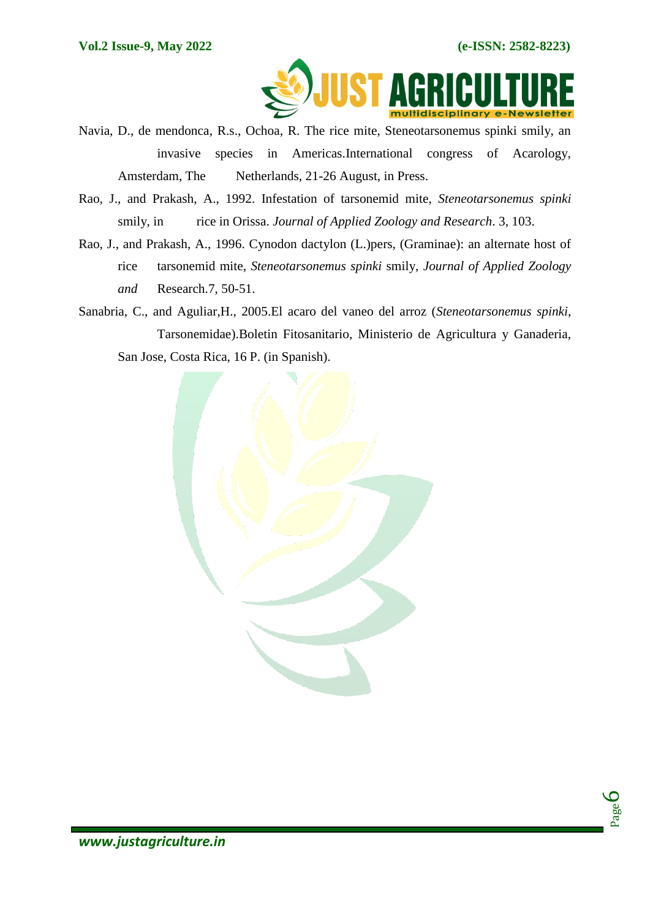Navia, D., de mendonca, R.s., Ochoa, R. The rice mite, Steneotarsonemus spinki smily, an invasive species in Americas.International congress of Acarology, Amsterdam, The Netherlands, 21-26 August, in Press.

Rao, J., and Prakash, A., 1992. Infestation of tarsonemid mite, *Steneotarsonemus spinki* smily, in rice in Orissa. *Journal of Applied Zoology and Research*. 3, 103.

Rao, J., and Prakash, A., 1996. Cynodon dactylon (L.)pers, (Graminae): an alternate host of rice tarsonemid mite, *Steneotarsonemus spinki* smily, *Journal of Applied Zoology and* Research.7, 50-51.

Sanabria, C., and Aguliar,H., 2005.El acaro del vaneo del arroz (*Steneotarsonemus spinki*, Tarsonemidae).Boletin Fitosanitario, Ministerio de Agricultura y Ganaderia, San Jose, Costa Rica, 16 P. (in Spanish).